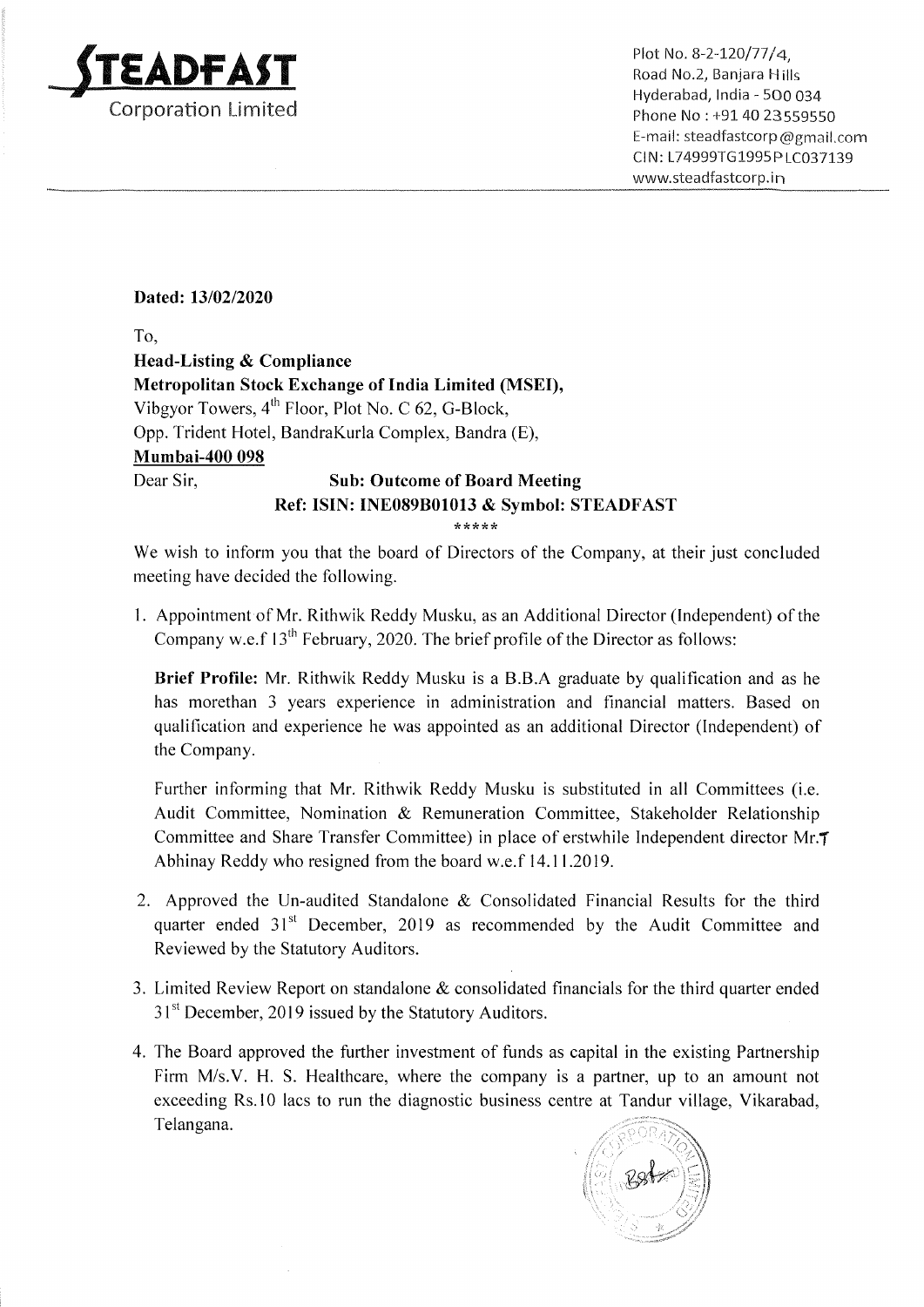**STEADFAST**
Corporation Limited

Plot No. 8-2-120/77/4,
Road No.2, Banjara Hills
Hyderabad, India - 500 034
Phone No : +91 40 23559550
E-mail: steadfastcorp@gmail.com
CIN: L74999TG1995PLC037139
www.steadfastcorp.in

**Dated: 13/02/2020**

To,

**Head-Listing & Compliance**
**Metropolitan Stock Exchange of India Limited (MSEI),**
Vibgyor Towers, 4th Floor, Plot No. C 62, G-Block,
Opp. Trident Hotel, BandraKurla Complex, Bandra (E),
**Mumbai-400 098**

Dear Sir,

**Sub: Outcome of Board Meeting**
**Ref: ISIN: INE089B01013 & Symbol: STEADFAST**

*****

We wish to inform you that the board of Directors of the Company, at their just concluded meeting have decided the following.

1. Appointment of Mr. Rithwik Reddy Musku, as an Additional Director (Independent) of the Company w.e.f 13th February, 2020. The brief profile of the Director as follows:

   **Brief Profile:** Mr. Rithwik Reddy Musku is a B.B.A graduate by qualification and as he has morethan 3 years experience in administration and financial matters. Based on qualification and experience he was appointed as an additional Director (Independent) of the Company.

   Further informing that Mr. Rithwik Reddy Musku is substituted in all Committees (i.e. Audit Committee, Nomination & Remuneration Committee, Stakeholder Relationship Committee and Share Transfer Committee) in place of erstwhile Independent director Mr.T Abhinay Reddy who resigned from the board w.e.f 14.11.2019.

2. Approved the Un-audited Standalone & Consolidated Financial Results for the third quarter ended 31st December, 2019 as recommended by the Audit Committee and Reviewed by the Statutory Auditors.

3. Limited Review Report on standalone & consolidated financials for the third quarter ended 31st December, 2019 issued by the Statutory Auditors.

4. The Board approved the further investment of funds as capital in the existing Partnership Firm M/s.V. H. S. Healthcare, where the company is a partner, up to an amount not exceeding Rs.10 lacs to run the diagnostic business centre at Tandur village, Vikarabad, Telangana.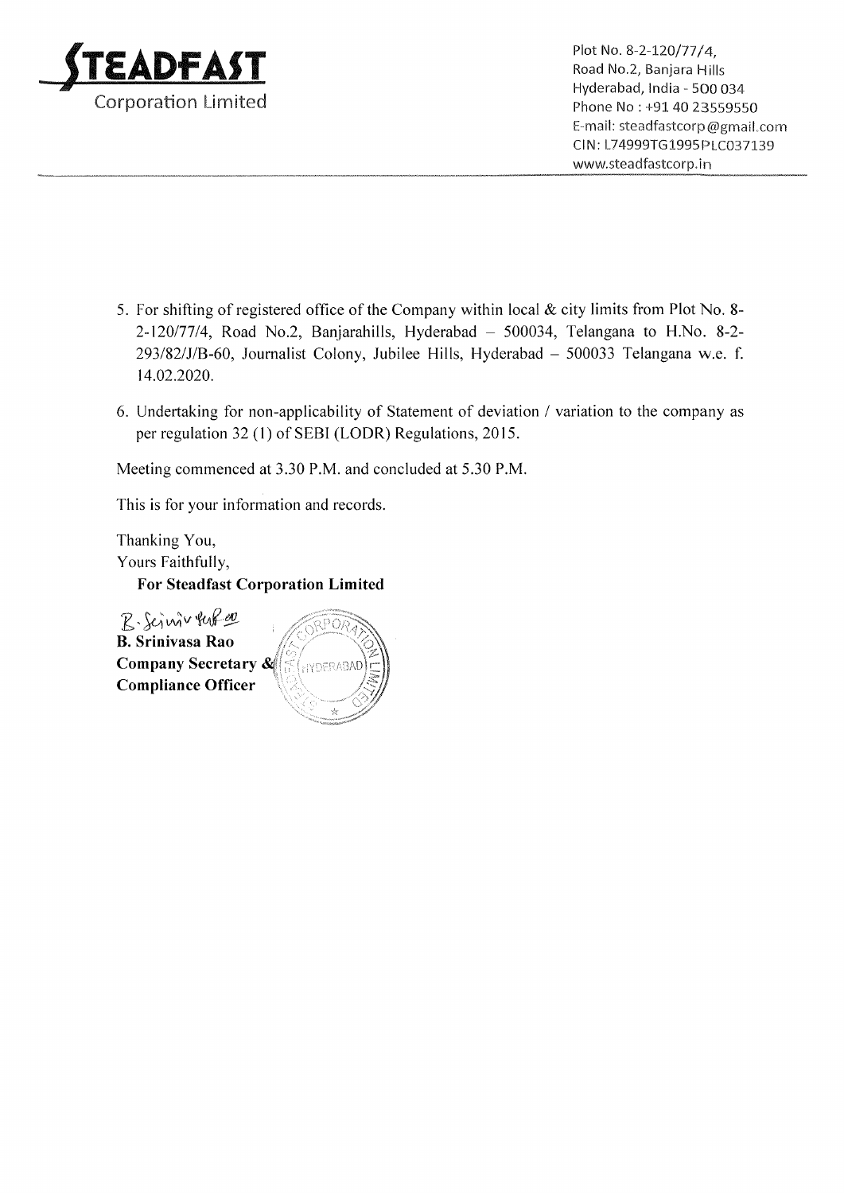5. For shifting of registered office of the Company within local & city limits from Plot No. 8-2-120/77/4, Road No.2, Banjarahills, Hyderabad – 500034, Telangana to H.No. 8-2-293/82/J/B-60, Journalist Colony, Jubilee Hills, Hyderabad – 500033 Telangana w.e. f. 14.02.2020.

6. Undertaking for non-applicability of Statement of deviation / variation to the company as per regulation 32 (1) of SEBI (LODR) Regulations, 2015.

Meeting commenced at 3.30 P.M. and concluded at 5.30 P.M.

This is for your information and records.

Thanking You,
Yours Faithfully,
**For Steadfast Corporation Limited**

**B. Srinivasa Rao**
**Company Secretary &**
**Compliance Officer**